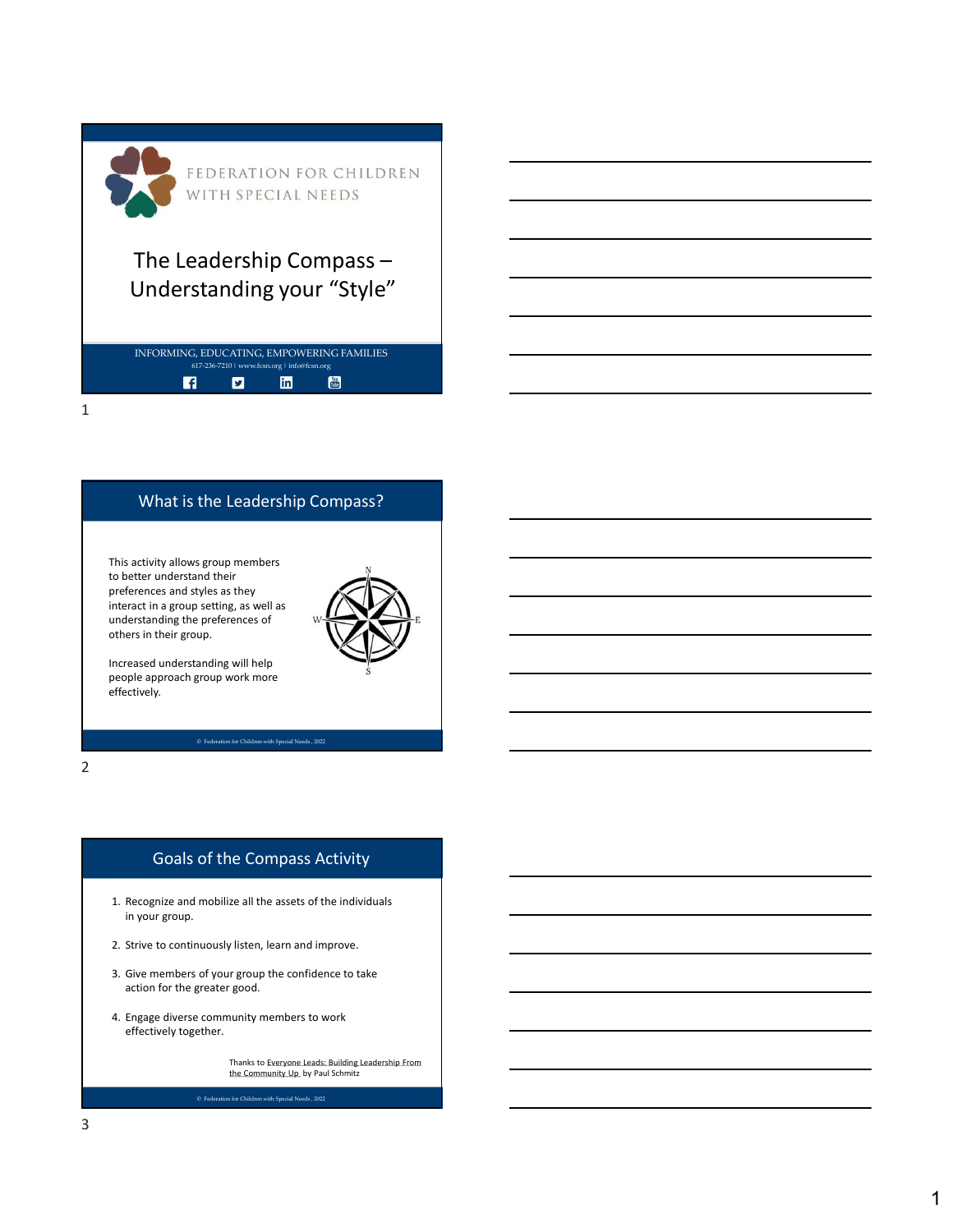FEDERATION FOR CHILDREN WITH SPECIAL NEEDS

# The Leadership Compass – Understanding your "Style"

INFORMING, EDUCATING, EMPOWERING FAMILIES

617-236-7210 | www.fcsn.org | info@fcsn.org

## What is the Leadership Compass?

This activity allows group members to better understand their preferences and styles as they interact in a group setting, as well as understanding the preferences of others in their group.

Increased understanding will help people approach group work more effectively.

© Federation for Children with Special Needs, 2022

## Goals of the Compass Activity

1. Recognize and mobilize all the assets of the individuals in your group.
2. Strive to continuously listen, learn and improve.
3. Give members of your group the confidence to take action for the greater good.
4. Engage diverse community members to work effectively together.

Thanks to Everyone Leads: Building Leadership From the Community Up by Paul Schmitz

© Federation for Children with Special Needs, 2022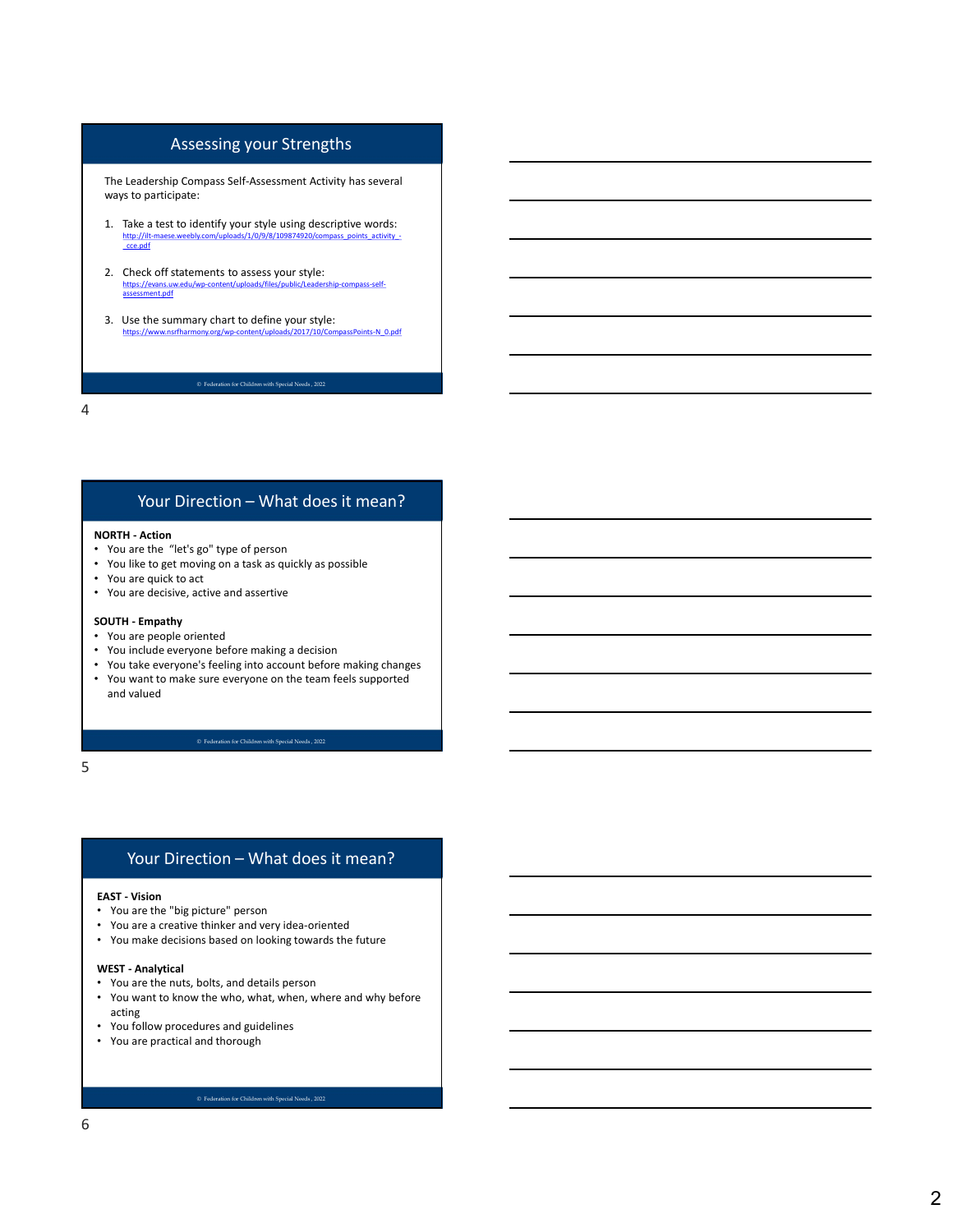## Assessing your Strengths

The Leadership Compass Self-Assessment Activity has several ways to participate:

1. Take a test to identify your style using descriptive words: http://ilt-maese.weebly.com/uploads/1/0/9/8/109874920/compass_points_activity_-_cce.pdf
2. Check off statements to assess your style: https://evans.uw.edu/wp-content/uploads/files/public/Leadership-compass-self-assessment.pdf
3. Use the summary chart to define your style: https://www.nsrfharmony.org/wp-content/uploads/2017/10/CompassPoints-N_0.pdf

© Federation for Children with Special Needs, 2022

## Your Direction – What does it mean?

**NORTH - Action**

- You are the "let's go" type of person
- You like to get moving on a task as quickly as possible
- You are quick to act
- You are decisive, active and assertive

**SOUTH - Empathy**

- You are people oriented
- You include everyone before making a decision
- You take everyone's feeling into account before making changes
- You want to make sure everyone on the team feels supported and valued

© Federation for Children with Special Needs, 2022

## Your Direction – What does it mean?

**EAST - Vision**

- You are the "big picture" person
- You are a creative thinker and very idea-oriented
- You make decisions based on looking towards the future

**WEST - Analytical**

- You are the nuts, bolts, and details person
- You want to know the who, what, when, where and why before acting
- You follow procedures and guidelines
- You are practical and thorough

© Federation for Children with Special Needs, 2022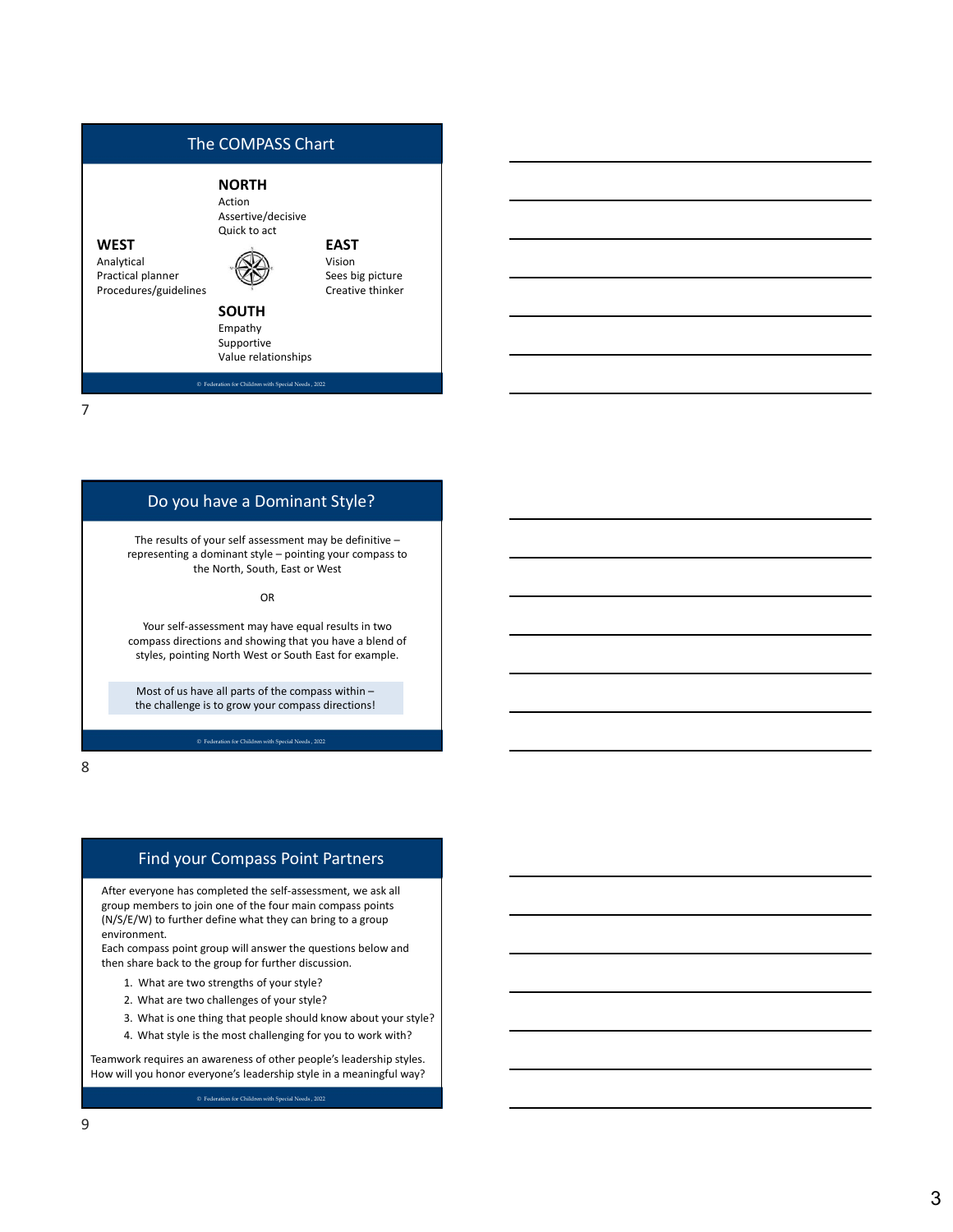## The COMPASS Chart

**NORTH**
Action
Assertive/decisive
Quick to act

**WEST**
Analytical
Practical planner
Procedures/guidelines

**EAST**
Vision
Sees big picture
Creative thinker

**SOUTH**
Empathy
Supportive
Value relationships

© Federation for Children with Special Needs, 2022

## Do you have a Dominant Style?

The results of your self assessment may be definitive – representing a dominant style – pointing your compass to the North, South, East or West

OR

Your self-assessment may have equal results in two compass directions and showing that you have a blend of styles, pointing North West or South East for example.

Most of us have all parts of the compass within – the challenge is to grow your compass directions!

© Federation for Children with Special Needs, 2022

## Find your Compass Point Partners

After everyone has completed the self-assessment, we ask all group members to join one of the four main compass points (N/S/E/W) to further define what they can bring to a group environment.
Each compass point group will answer the questions below and then share back to the group for further discussion.

1. What are two strengths of your style?
2. What are two challenges of your style?
3. What is one thing that people should know about your style?
4. What style is the most challenging for you to work with?

Teamwork requires an awareness of other people's leadership styles. How will you honor everyone's leadership style in a meaningful way?

© Federation for Children with Special Needs, 2022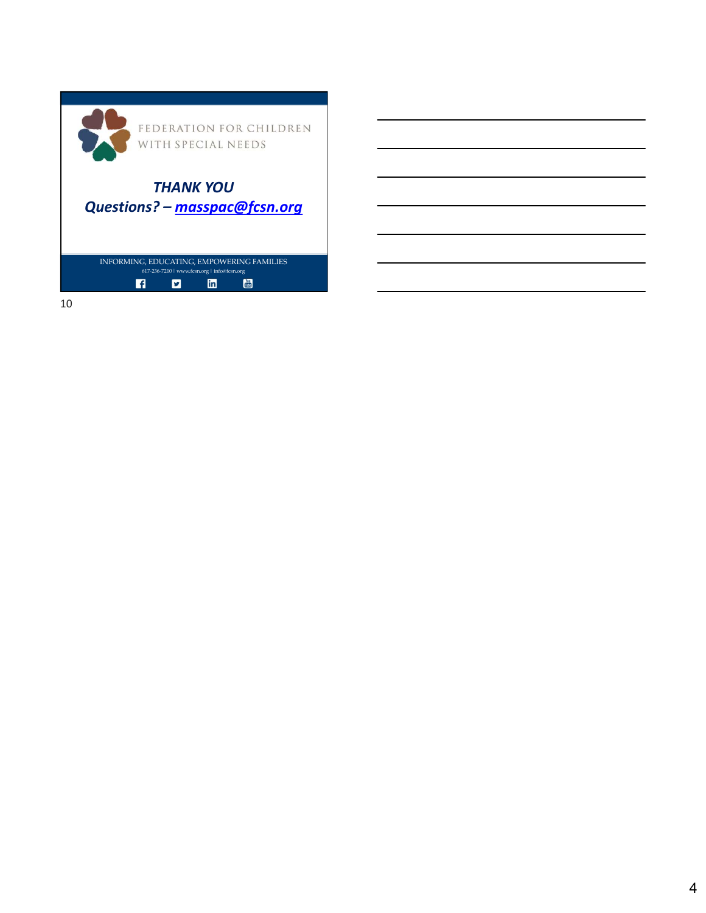FEDERATION FOR CHILDREN WITH SPECIAL NEEDS

***THANK YOU***

***Questions? – masspac@fcsn.org***

INFORMING, EDUCATING, EMPOWERING FAMILIES

617-236-7210 | www.fcsn.org | info@fcsn.org

10